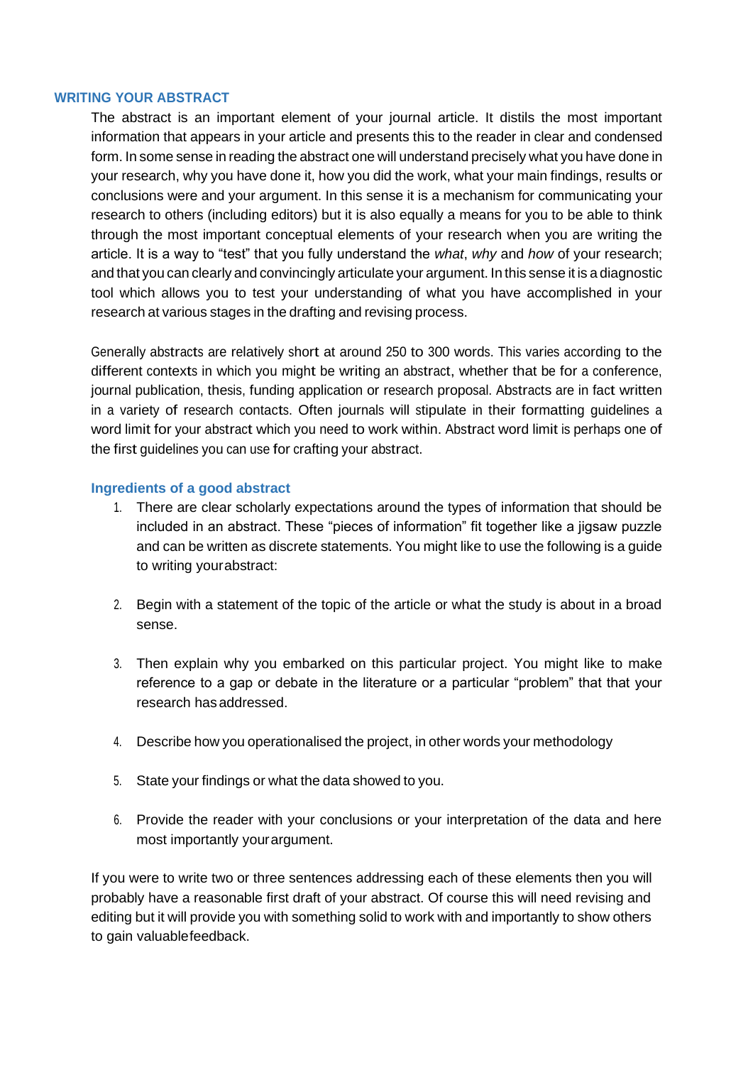## WRITING YOUR ABSTRACT

The abstract is an important element of your journal article. It distils the most important information that appears in your article and presents this to the reader in clear and condensed form. In some sense in reading the abstract one will understand precisely what you have done in your research, why you have done it, how you did the work, what your main findings, results or conclusions were and your argument. In this sense it is a mechanism for communicating your research to others (including editors) but it is also equally a means for you to be able to think through the most important conceptual elements of your research when you are writing the article. It is a way to "test" that you fully understand the *what*, *why* and *how* of your research; and that you can clearly and convincingly articulate your argument. In this sense it is a diagnostic tool which allows you to test your understanding of what you have accomplished in your research at various stages in the drafting and revising process.

Generally abstracts are relatively short at around 250 to 300 words. This varies according to the different contexts in which you might be writing an abstract, whether that be for a conference, journal publication, thesis, funding application or research proposal. Abstracts are in fact written in a variety of research contacts. Often journals will stipulate in their formatting guidelines a word limit for your abstract which you need to work within. Abstract word limit is perhaps one of the first guidelines you can use for crafting your abstract.

### Ingredients of a good abstract

1. There are clear scholarly expectations around the types of information that should be included in an abstract. These "pieces of information" fit together like a jigsaw puzzle and can be written as discrete statements. You might like to use the following is a guide to writing yourabstract:

2. Begin with a statement of the topic of the article or what the study is about in a broad sense.

3. Then explain why you embarked on this particular project. You might like to make reference to a gap or debate in the literature or a particular "problem" that that your research has addressed.

4. Describe how you operationalised the project, in other words your methodology

5. State your findings or what the data showed to you.

6. Provide the reader with your conclusions or your interpretation of the data and here most importantly yourargument.

If you were to write two or three sentences addressing each of these elements then you will probably have a reasonable first draft of your abstract. Of course this will need revising and editing but it will provide you with something solid to work with and importantly to show others to gain valuablefeedback.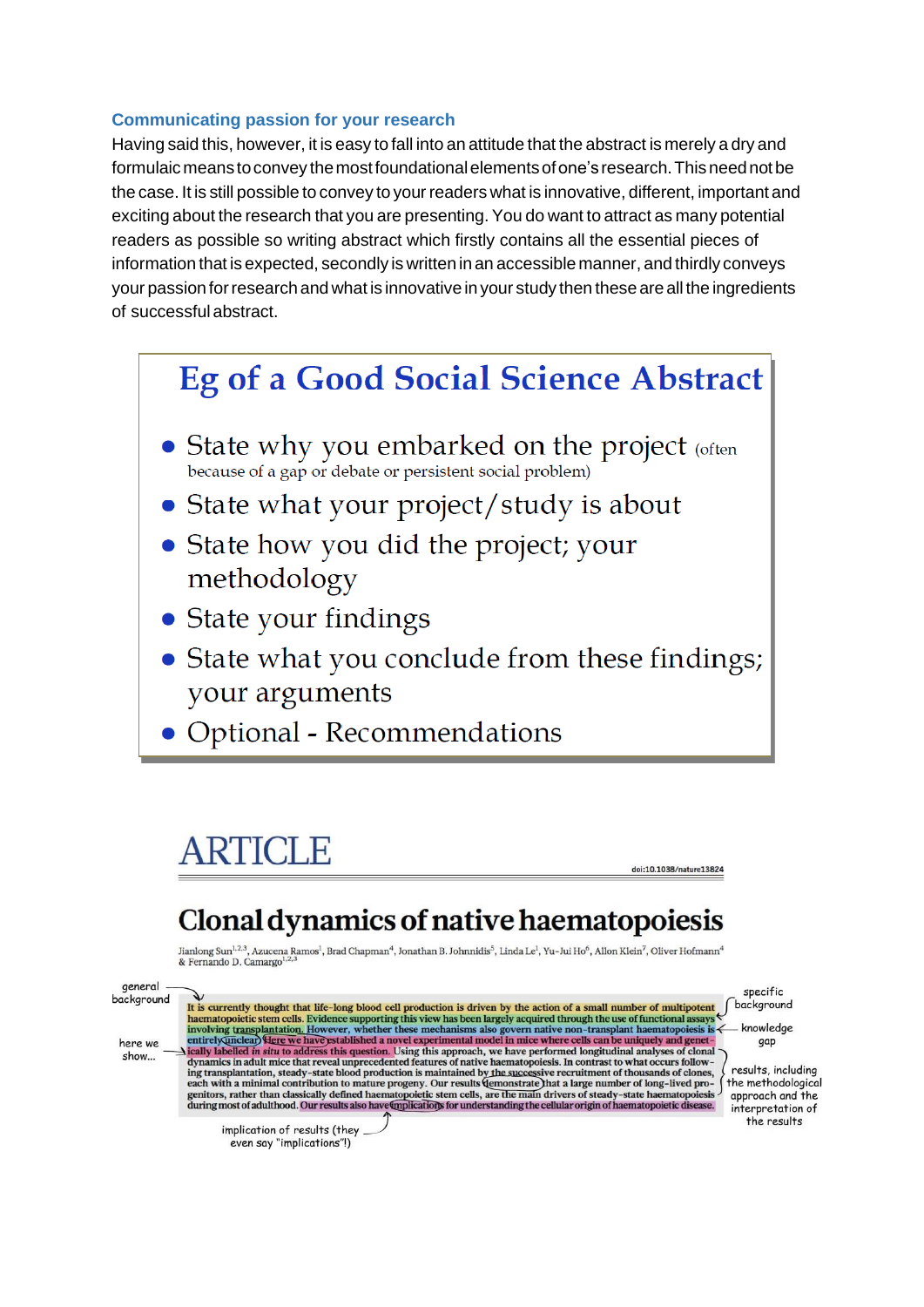### Communicating passion for your research

Having said this, however, it is easy to fall into an attitude that the abstract is merely a dry and formulaic means to convey the most foundational elements of one's research. This need not be the case. It is still possible to convey to your readers what is innovative, different, important and exciting about the research that you are presenting. You do want to attract as many potential readers as possible so writing abstract which firstly contains all the essential pieces of information that is expected, secondly is written in an accessible manner, and thirdly conveys your passion for research and what is innovative in your study then these are all the ingredients of successful abstract.

## Eg of a Good Social Science Abstract

- State why you embarked on the project (often because of a gap or debate or persistent social problem)
- State what your project/study is about
- State how you did the project; your methodology
- State your findings
- State what you conclude from these findings; your arguments
- Optional - Recommendations

# ARTICLE

doi:10.1038/nature13824

## Clonal dynamics of native haematopoiesis

Jianlong Sun[1,2,3], Azucena Ramos[1], Brad Chapman[4], Jonathan B. Johnnidis[5], Linda Le[1], Yu-Jui Ho[6], Allon Klein[7], Oliver Hofmann[4] & Fernando D. Camargo[1,2,3]

It is currently thought that life-long blood cell production is driven by the action of a small number of multipotent haematopoietic stem cells. Evidence supporting this view has been largely acquired through the use of functional assays involving transplantation. However, whether these mechanisms also govern native non-transplant haematopoiesis is entirely unclear. Here we have established a novel experimental model in mice where cells can be uniquely and genetically labelled *in situ* to address this question. Using this approach, we have performed longitudinal analyses of clonal dynamics in adult mice that reveal unprecedented features of native haematopoiesis. In contrast to what occurs following transplantation, steady-state blood production is maintained by the successive recruitment of thousands of clones, each with a minimal contribution to mature progeny. Our results demonstrate that a large number of long-lived progenitors, rather than classically defined haematopoietic stem cells, are the main drivers of steady-state haematopoiesis during most of adulthood. Our results also have implications for understanding the cellular origin of haematopoietic disease.

Annotations: general background; specific background; knowledge gap; here we show...; results, including the methodological approach and the interpretation of the results; implication of results (they even say "implications"!)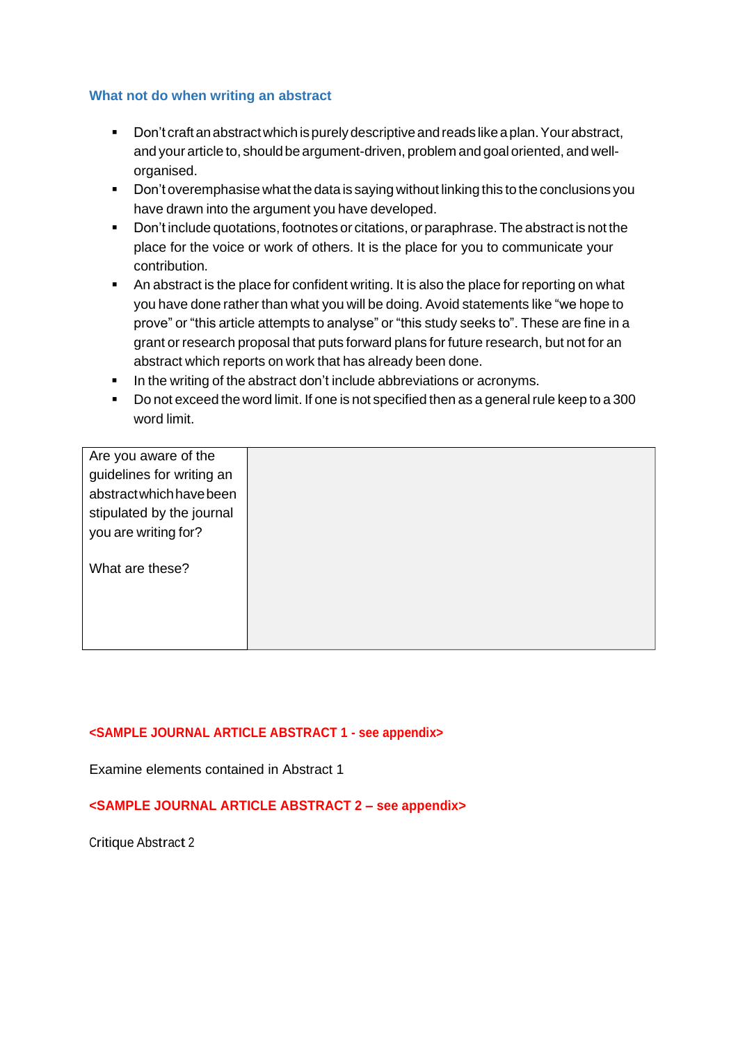### What not do when writing an abstract

- Don't craft an abstract which is purely descriptive and reads like a plan. Your abstract, and your article to, should be argument-driven, problem and goal oriented, and well-organised.
- Don't overemphasise what the data is saying without linking this to the conclusions you have drawn into the argument you have developed.
- Don't include quotations, footnotes or citations, or paraphrase. The abstract is not the place for the voice or work of others. It is the place for you to communicate your contribution.
- An abstract is the place for confident writing. It is also the place for reporting on what you have done rather than what you will be doing. Avoid statements like "we hope to prove" or "this article attempts to analyse" or "this study seeks to". These are fine in a grant or research proposal that puts forward plans for future research, but not for an abstract which reports on work that has already been done.
- In the writing of the abstract don't include abbreviations or acronyms.
- Do not exceed the word limit. If one is not specified then as a general rule keep to a 300 word limit.

| Are you aware of the guidelines for writing an abstract which have been stipulated by the journal you are writing for?<br><br>What are these? | |
|---|---|

**<SAMPLE JOURNAL ARTICLE ABSTRACT 1 - see appendix>**

Examine elements contained in Abstract 1

**<SAMPLE JOURNAL ARTICLE ABSTRACT 2 – see appendix>**

Critique Abstract 2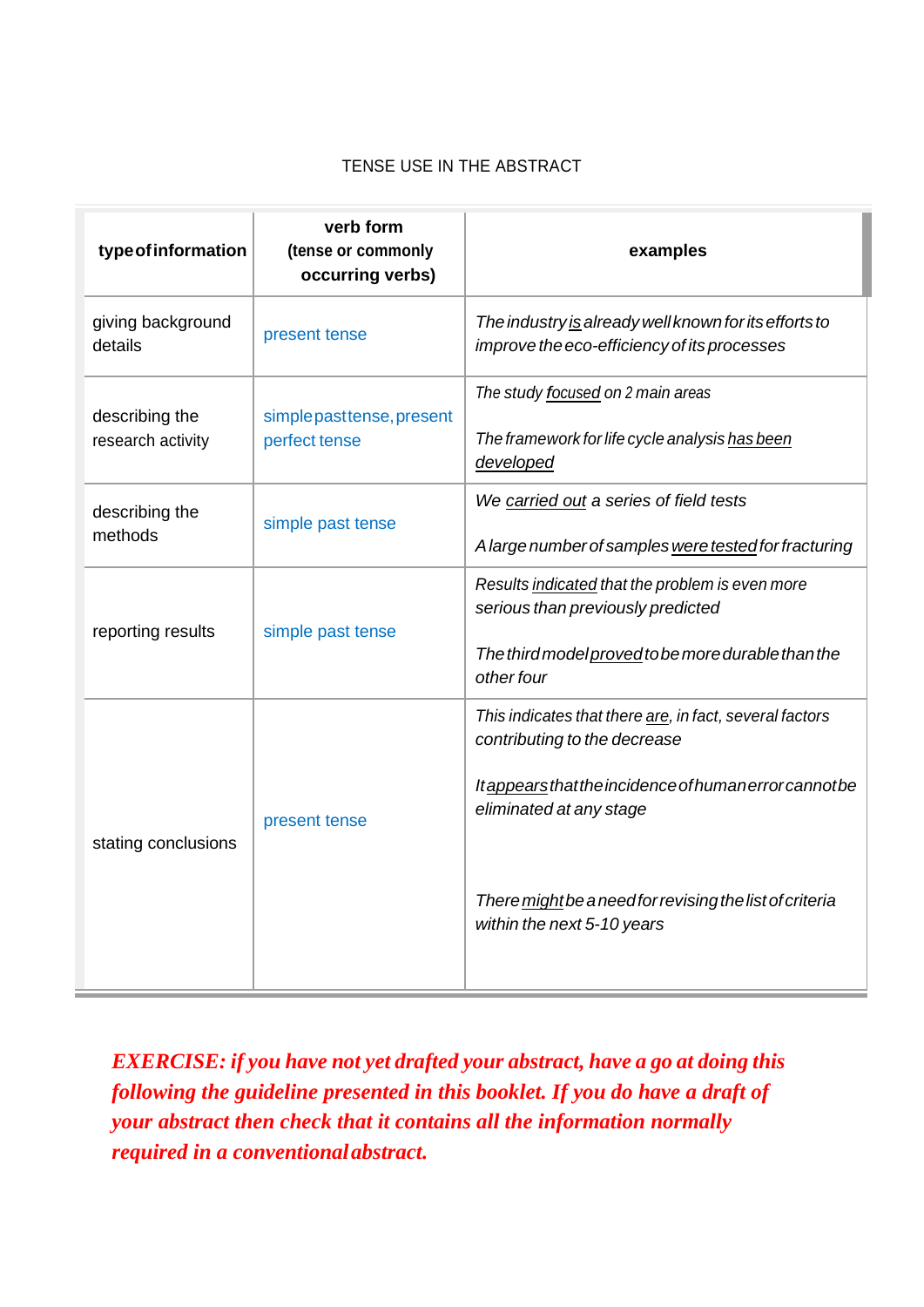TENSE USE IN THE ABSTRACT

| **type of information** | **verb form (tense or commonly occurring verbs)** | **examples** |
|---|---|---|
| giving background details | present tense | *The industry <u>is</u> already well known for its efforts to improve the eco-efficiency of its processes* |
| describing the research activity | simple past tense, present perfect tense | *The study <u>focused</u> on 2 main areas*<br><br>*The framework for life cycle analysis <u>has been developed</u>* |
| describing the methods | simple past tense | *We <u>carried out</u> a series of field tests*<br><br>*A large number of samples <u>were tested</u> for fracturing* |
| reporting results | simple past tense | *Results <u>indicated</u> that the problem is even more serious than previously predicted*<br><br>*The third model <u>proved</u> to be more durable than the other four* |
| stating conclusions | present tense | *This indicates that there <u>are</u>, in fact, several factors contributing to the decrease*<br><br>*It <u>appears</u> that the incidence of human error cannot be eliminated at any stage*<br><br>*There <u>might</u> be a need for revising the list of criteria within the next 5-10 years* |

***EXERCISE: if you have not yet drafted your abstract, have a go at doing this following the guideline presented in this booklet. If you do have a draft of your abstract then check that it contains all the information normally required in a conventional abstract.***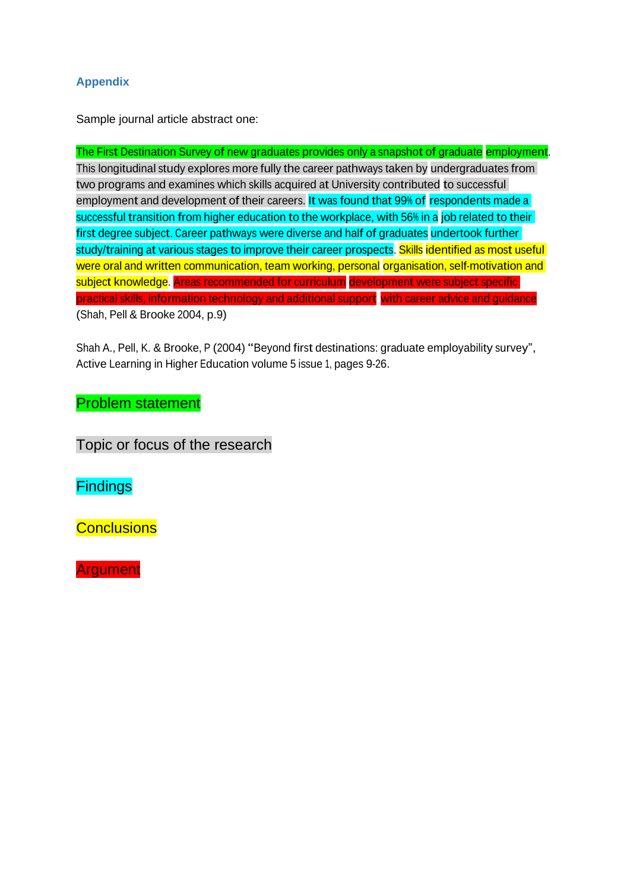## Appendix

Sample journal article abstract one:

The First Destination Survey of new graduates provides only a snapshot of graduate employment. This longitudinal study explores more fully the career pathways taken by undergraduates from two programs and examines which skills acquired at University contributed to successful employment and development of their careers. It was found that 99% of respondents made a successful transition from higher education to the workplace, with 56% in a job related to their first degree subject. Career pathways were diverse and half of graduates undertook further study/training at various stages to improve their career prospects. Skills identified as most useful were oral and written communication, team working, personal organisation, self-motivation and subject knowledge. Areas recommended for curriculum development were subject specific practical skills, information technology and additional support with career advice and guidance (Shah, Pell & Brooke 2004, p.9)

Shah A., Pell, K. & Brooke, P (2004) "Beyond first destinations: graduate employability survey", Active Learning in Higher Education volume 5 issue 1, pages 9-26.

Problem statement

Topic or focus of the research

Findings

Conclusions

Argument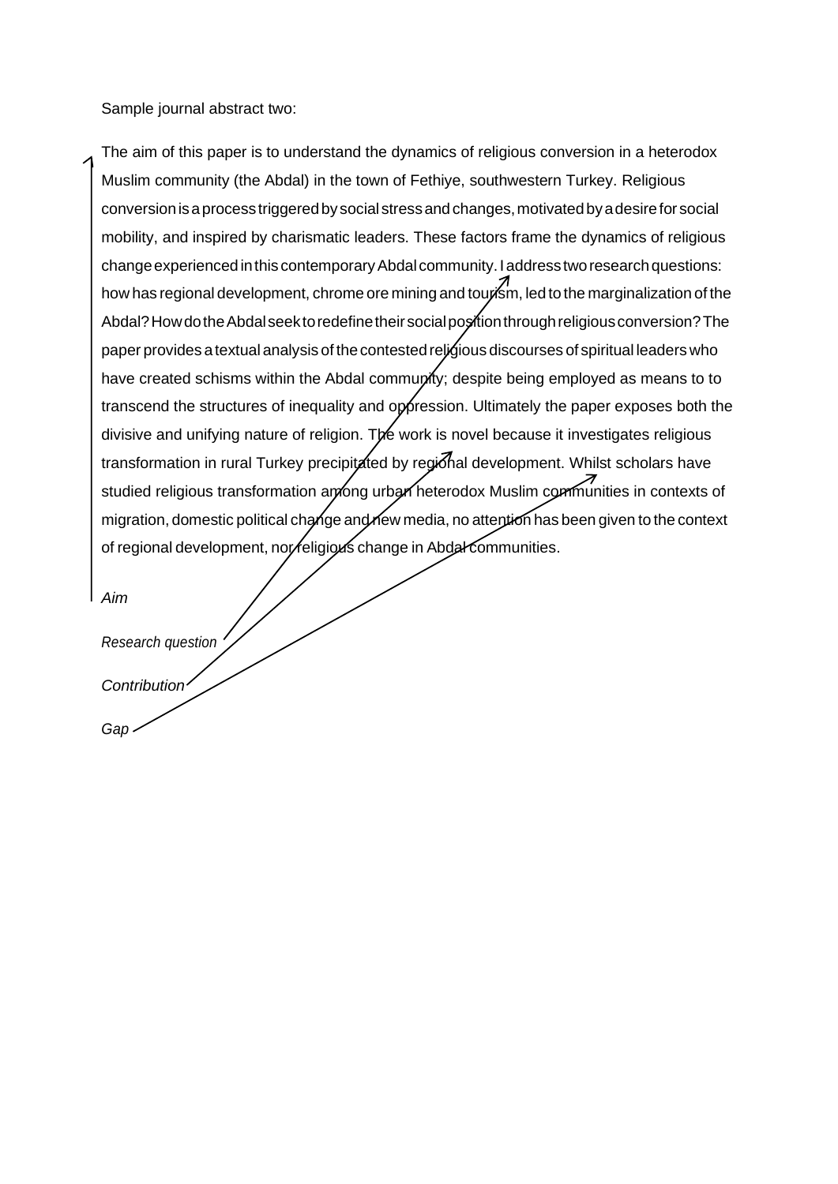Sample journal abstract two:

The aim of this paper is to understand the dynamics of religious conversion in a heterodox Muslim community (the Abdal) in the town of Fethiye, southwestern Turkey. Religious conversion is a process triggered by social stress and changes, motivated by a desire for social mobility, and inspired by charismatic leaders. These factors frame the dynamics of religious change experienced in this contemporary Abdal community. I address two research questions: how has regional development, chrome ore mining and tourism, led to the marginalization of the Abdal? How do the Abdal seek to redefine their social position through religious conversion? The paper provides a textual analysis of the contested religious discourses of spiritual leaders who have created schisms within the Abdal community; despite being employed as means to to transcend the structures of inequality and oppression. Ultimately the paper exposes both the divisive and unifying nature of religion. The work is novel because it investigates religious transformation in rural Turkey precipitated by regional development. Whilst scholars have studied religious transformation among urban heterodox Muslim communities in contexts of migration, domestic political change and new media, no attention has been given to the context of regional development, nor religious change in Abdal communities.

*Aim*

*Research question*

*Contribution*

*Gap*